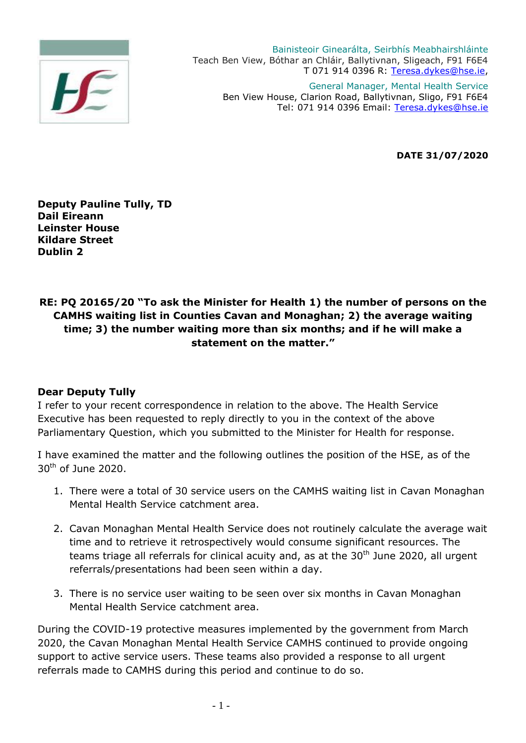Bainisteoir Ginearálta, Seirbhís Meabhairshláinte
Teach Ben View, Bóthar an Chláir, Ballytivnan, Sligeach, F91 F6E4
T 071 914 0396 R: Teresa.dykes@hse.ie,

General Manager, Mental Health Service
Ben View House, Clarion Road, Ballytivnan, Sligo, F91 F6E4
Tel: 071 914 0396 Email: Teresa.dykes@hse.ie

**DATE 31/07/2020**

**Deputy Pauline Tully, TD**
**Dail Eireann**
**Leinster House**
**Kildare Street**
**Dublin 2**

**RE: PQ 20165/20 "To ask the Minister for Health 1) the number of persons on the CAMHS waiting list in Counties Cavan and Monaghan; 2) the average waiting time; 3) the number waiting more than six months; and if he will make a statement on the matter."**

**Dear Deputy Tully**

I refer to your recent correspondence in relation to the above. The Health Service Executive has been requested to reply directly to you in the context of the above Parliamentary Question, which you submitted to the Minister for Health for response.

I have examined the matter and the following outlines the position of the HSE, as of the 30th of June 2020.

1. There were a total of 30 service users on the CAMHS waiting list in Cavan Monaghan Mental Health Service catchment area.

2. Cavan Monaghan Mental Health Service does not routinely calculate the average wait time and to retrieve it retrospectively would consume significant resources. The teams triage all referrals for clinical acuity and, as at the 30th June 2020, all urgent referrals/presentations had been seen within a day.

3. There is no service user waiting to be seen over six months in Cavan Monaghan Mental Health Service catchment area.

During the COVID-19 protective measures implemented by the government from March 2020, the Cavan Monaghan Mental Health Service CAMHS continued to provide ongoing support to active service users. These teams also provided a response to all urgent referrals made to CAMHS during this period and continue to do so.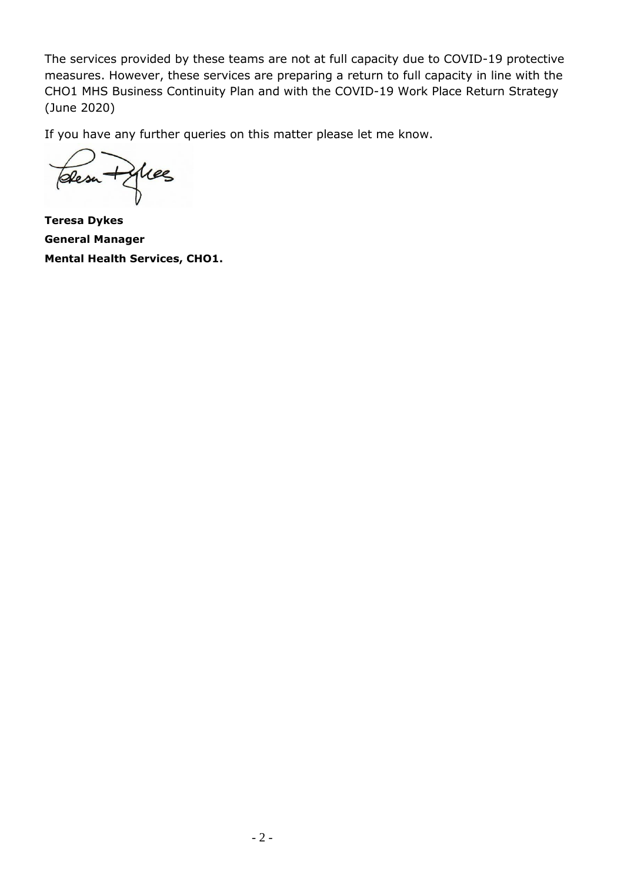The services provided by these teams are not at full capacity due to COVID-19 protective measures. However, these services are preparing a return to full capacity in line with the CHO1 MHS Business Continuity Plan and with the COVID-19 Work Place Return Strategy (June 2020)

If you have any further queries on this matter please let me know.

**Teresa Dykes**  
**General Manager**  
**Mental Health Services, CHO1.**